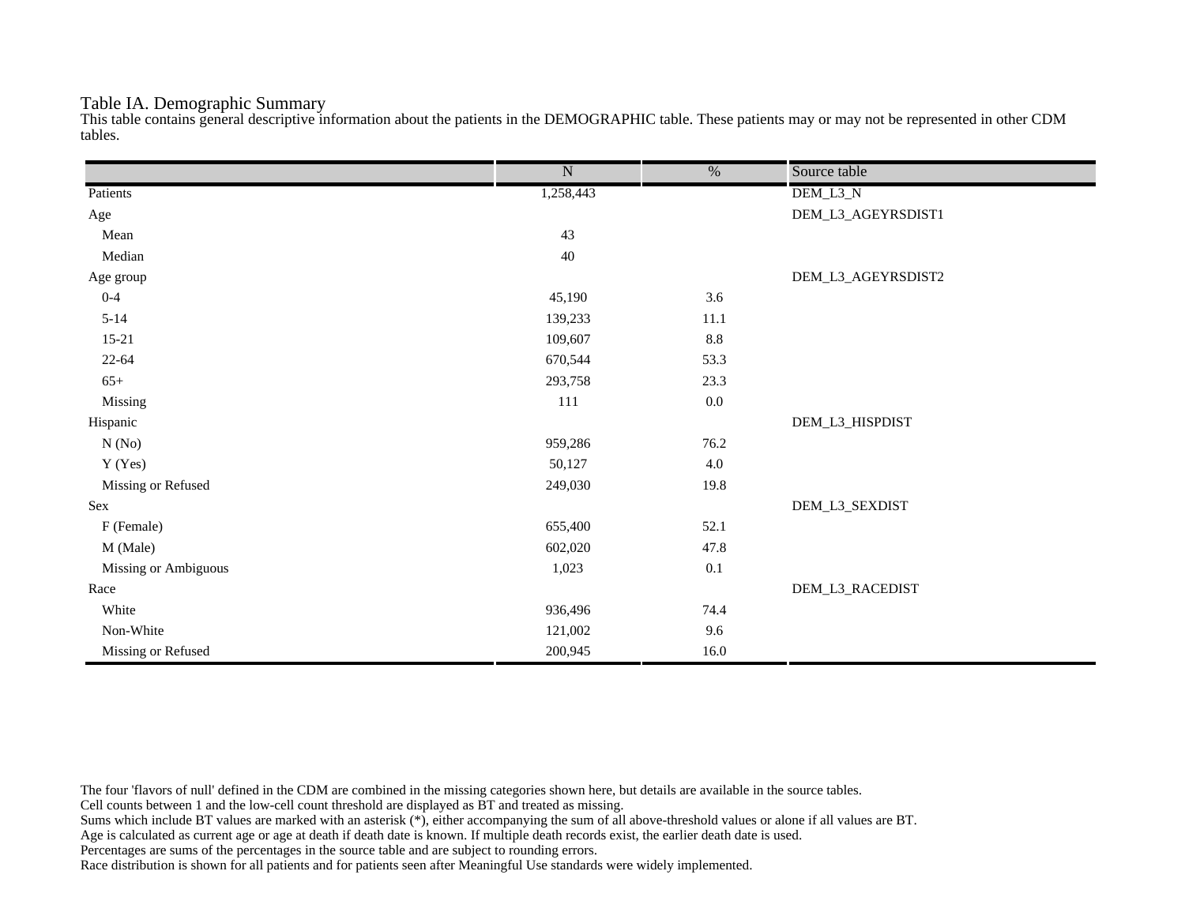# Table IA. Demographic Summary

This table contains general descriptive information about the patients in the DEMOGRAPHIC table. These patients may or may not be represented in other CDM tables.

| | N | % | Source table |
|---|---|---|---|
| Patients | 1,258,443 | | DEM_L3_N |
| Age | | | DEM_L3_AGEYRSDIST1 |
| Mean | 43 | | |
| Median | 40 | | |
| Age group | | | DEM_L3_AGEYRSDIST2 |
| 0-4 | 45,190 | 3.6 | |
| 5-14 | 139,233 | 11.1 | |
| 15-21 | 109,607 | 8.8 | |
| 22-64 | 670,544 | 53.3 | |
| 65+ | 293,758 | 23.3 | |
| Missing | 111 | 0.0 | |
| Hispanic | | | DEM_L3_HISPDIST |
| N (No) | 959,286 | 76.2 | |
| Y (Yes) | 50,127 | 4.0 | |
| Missing or Refused | 249,030 | 19.8 | |
| Sex | | | DEM_L3_SEXDIST |
| F (Female) | 655,400 | 52.1 | |
| M (Male) | 602,020 | 47.8 | |
| Missing or Ambiguous | 1,023 | 0.1 | |
| Race | | | DEM_L3_RACEDIST |
| White | 936,496 | 74.4 | |
| Non-White | 121,002 | 9.6 | |
| Missing or Refused | 200,945 | 16.0 | |

The four 'flavors of null' defined in the CDM are combined in the missing categories shown here, but details are available in the source tables.
Cell counts between 1 and the low-cell count threshold are displayed as BT and treated as missing.
Sums which include BT values are marked with an asterisk (*), either accompanying the sum of all above-threshold values or alone if all values are BT.
Age is calculated as current age or age at death if death date is known. If multiple death records exist, the earlier death date is used.
Percentages are sums of the percentages in the source table and are subject to rounding errors.
Race distribution is shown for all patients and for patients seen after Meaningful Use standards were widely implemented.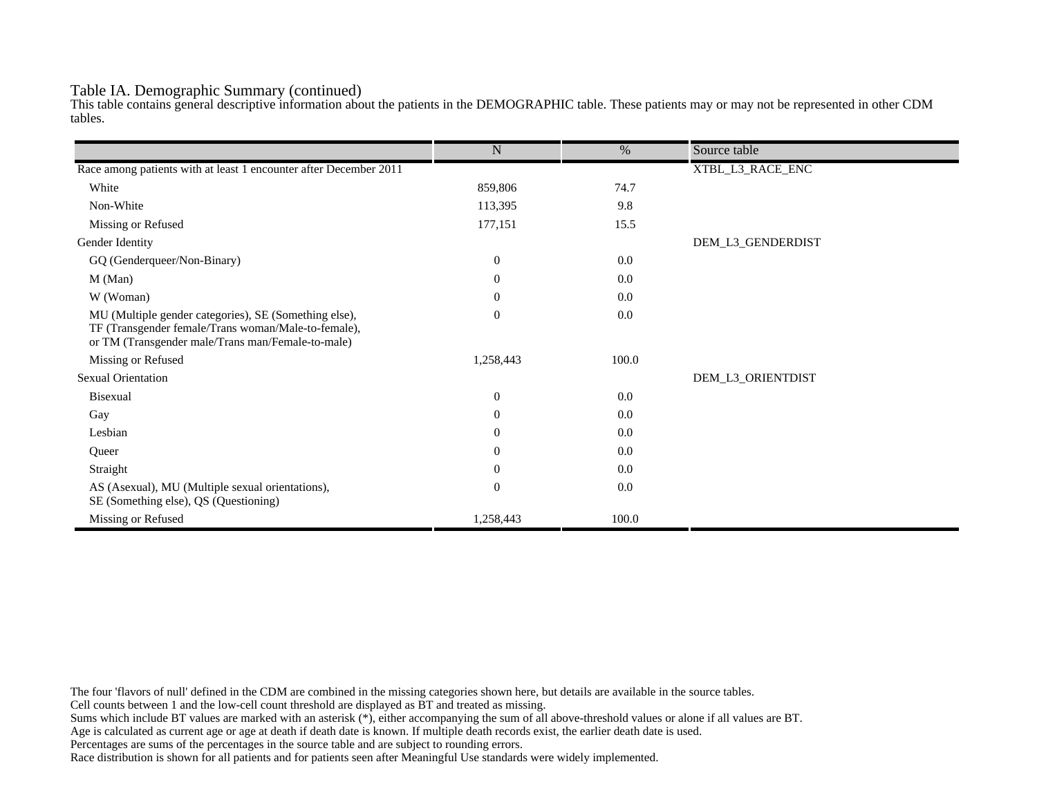Table IA. Demographic Summary (continued)

This table contains general descriptive information about the patients in the DEMOGRAPHIC table. These patients may or may not be represented in other CDM tables.

| | N | % | Source table |
|---|---|---|---|
| Race among patients with at least 1 encounter after December 2011 | | | XTBL_L3_RACE_ENC |
| White | 859,806 | 74.7 | |
| Non-White | 113,395 | 9.8 | |
| Missing or Refused | 177,151 | 15.5 | |
| Gender Identity | | | DEM_L3_GENDERDIST |
| GQ (Genderqueer/Non-Binary) | 0 | 0.0 | |
| M (Man) | 0 | 0.0 | |
| W (Woman) | 0 | 0.0 | |
| MU (Multiple gender categories), SE (Something else), TF (Transgender female/Trans woman/Male-to-female), or TM (Transgender male/Trans man/Female-to-male) | 0 | 0.0 | |
| Missing or Refused | 1,258,443 | 100.0 | |
| Sexual Orientation | | | DEM_L3_ORIENTDIST |
| Bisexual | 0 | 0.0 | |
| Gay | 0 | 0.0 | |
| Lesbian | 0 | 0.0 | |
| Queer | 0 | 0.0 | |
| Straight | 0 | 0.0 | |
| AS (Asexual), MU (Multiple sexual orientations), SE (Something else), QS (Questioning) | 0 | 0.0 | |
| Missing or Refused | 1,258,443 | 100.0 | |

The four 'flavors of null' defined in the CDM are combined in the missing categories shown here, but details are available in the source tables.
Cell counts between 1 and the low-cell count threshold are displayed as BT and treated as missing.
Sums which include BT values are marked with an asterisk (*), either accompanying the sum of all above-threshold values or alone if all values are BT.
Age is calculated as current age or age at death if death date is known. If multiple death records exist, the earlier death date is used.
Percentages are sums of the percentages in the source table and are subject to rounding errors.
Race distribution is shown for all patients and for patients seen after Meaningful Use standards were widely implemented.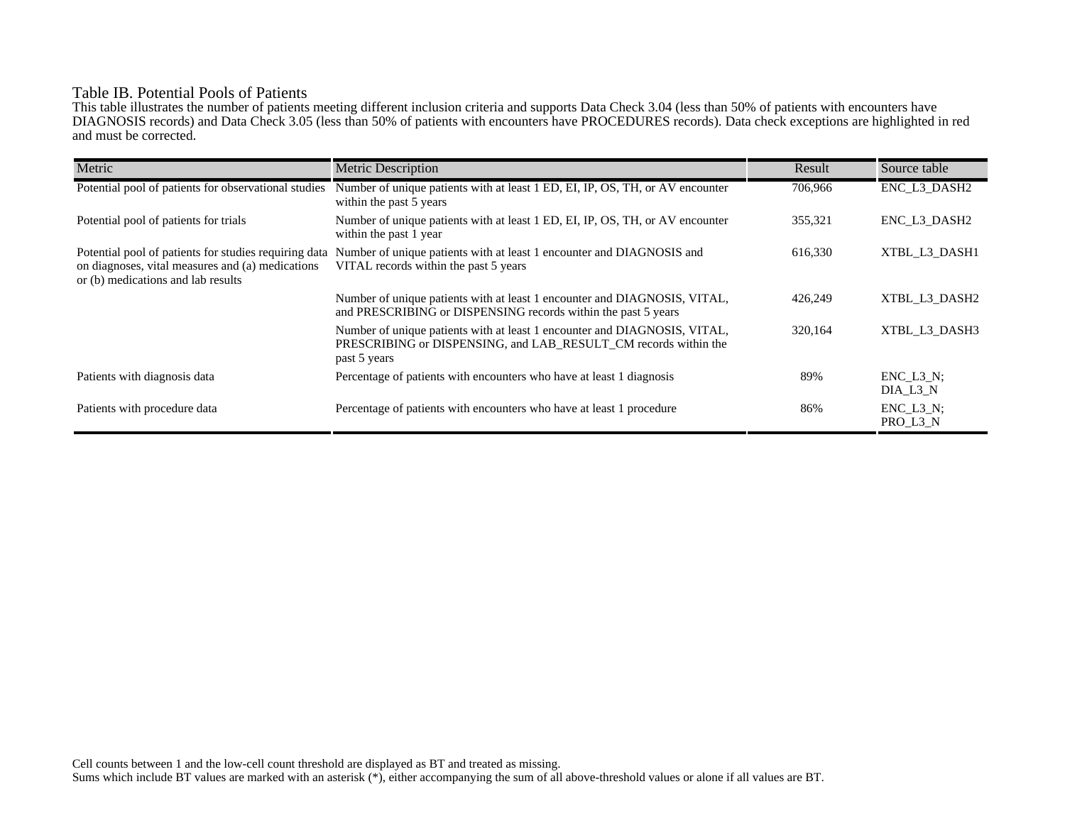# Table IB. Potential Pools of Patients

This table illustrates the number of patients meeting different inclusion criteria and supports Data Check 3.04 (less than 50% of patients with encounters have DIAGNOSIS records) and Data Check 3.05 (less than 50% of patients with encounters have PROCEDURES records). Data check exceptions are highlighted in red and must be corrected.

| Metric | Metric Description | Result | Source table |
|---|---|---|---|
| Potential pool of patients for observational studies | Number of unique patients with at least 1 ED, EI, IP, OS, TH, or AV encounter within the past 5 years | 706,966 | ENC_L3_DASH2 |
| Potential pool of patients for trials | Number of unique patients with at least 1 ED, EI, IP, OS, TH, or AV encounter within the past 1 year | 355,321 | ENC_L3_DASH2 |
| Potential pool of patients for studies requiring data on diagnoses, vital measures and (a) medications or (b) medications and lab results | Number of unique patients with at least 1 encounter and DIAGNOSIS and VITAL records within the past 5 years | 616,330 | XTBL_L3_DASH1 |
| | Number of unique patients with at least 1 encounter and DIAGNOSIS, VITAL, and PRESCRIBING or DISPENSING records within the past 5 years | 426,249 | XTBL_L3_DASH2 |
| | Number of unique patients with at least 1 encounter and DIAGNOSIS, VITAL, PRESCRIBING or DISPENSING, and LAB_RESULT_CM records within the past 5 years | 320,164 | XTBL_L3_DASH3 |
| Patients with diagnosis data | Percentage of patients with encounters who have at least 1 diagnosis | 89% | ENC_L3_N; DIA_L3_N |
| Patients with procedure data | Percentage of patients with encounters who have at least 1 procedure | 86% | ENC_L3_N; PRO_L3_N |

Cell counts between 1 and the low-cell count threshold are displayed as BT and treated as missing.
Sums which include BT values are marked with an asterisk (*), either accompanying the sum of all above-threshold values or alone if all values are BT.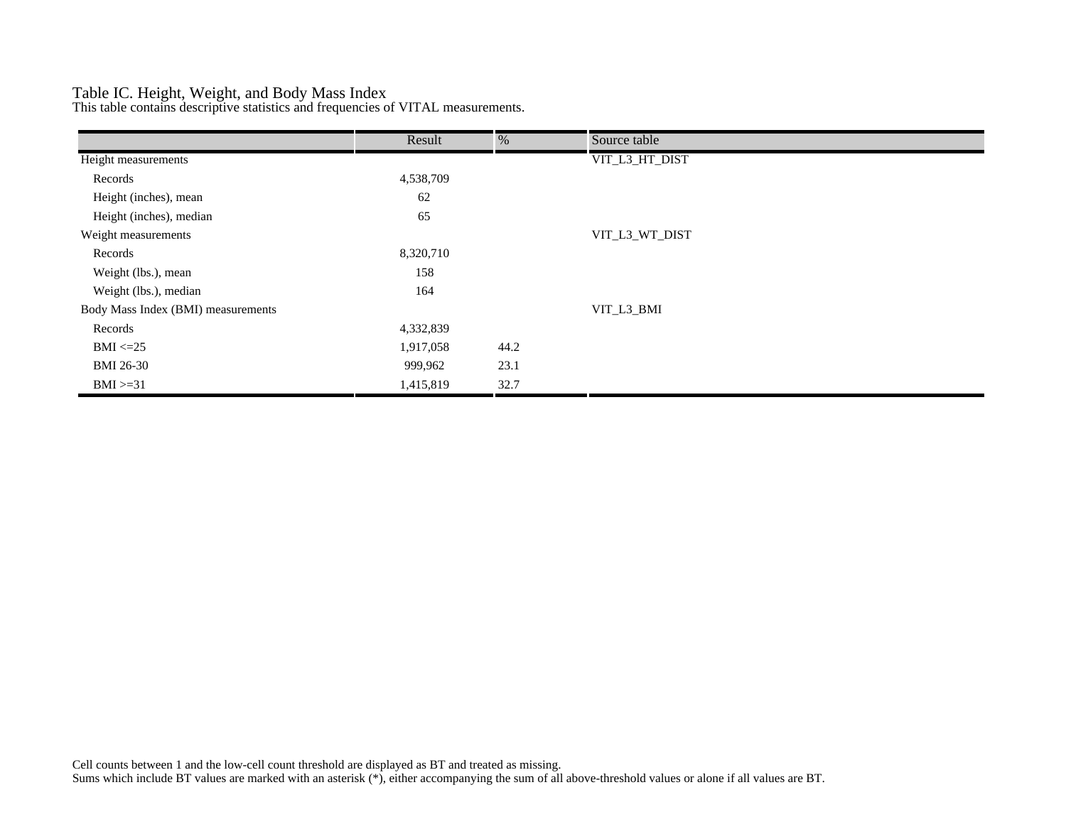## Table IC. Height, Weight, and Body Mass Index

This table contains descriptive statistics and frequencies of VITAL measurements.

| | Result | % | Source table |
|---|---|---|---|
| Height measurements | | | VIT_L3_HT_DIST |
| Records | 4,538,709 | | |
| Height (inches), mean | 62 | | |
| Height (inches), median | 65 | | |
| Weight measurements | | | VIT_L3_WT_DIST |
| Records | 8,320,710 | | |
| Weight (lbs.), mean | 158 | | |
| Weight (lbs.), median | 164 | | |
| Body Mass Index (BMI) measurements | | | VIT_L3_BMI |
| Records | 4,332,839 | | |
| BMI <=25 | 1,917,058 | 44.2 | |
| BMI 26-30 | 999,962 | 23.1 | |
| BMI >=31 | 1,415,819 | 32.7 | |

Cell counts between 1 and the low-cell count threshold are displayed as BT and treated as missing.
Sums which include BT values are marked with an asterisk (*), either accompanying the sum of all above-threshold values or alone if all values are BT.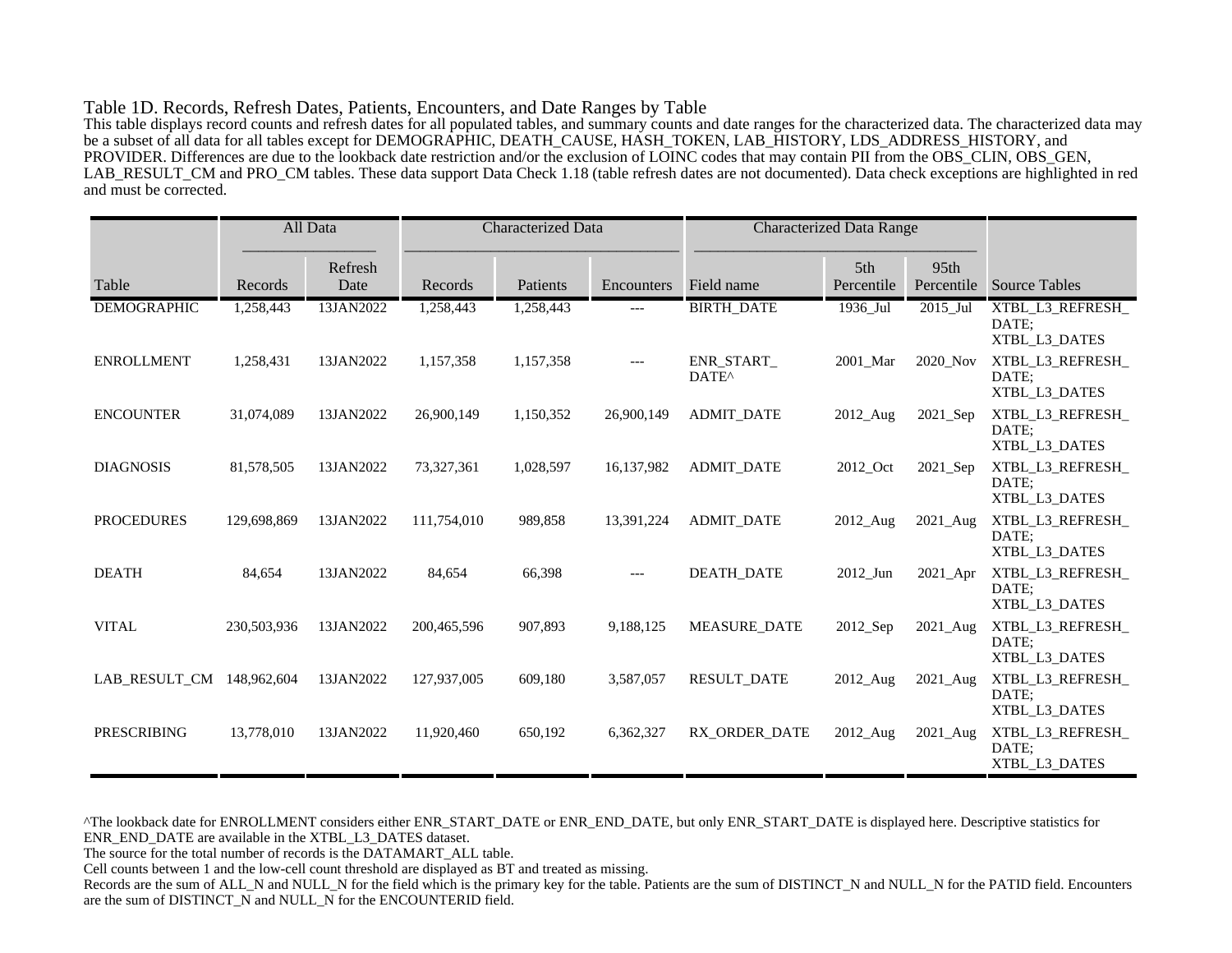## Table 1D. Records, Refresh Dates, Patients, Encounters, and Date Ranges by Table

This table displays record counts and refresh dates for all populated tables, and summary counts and date ranges for the characterized data. The characterized data may be a subset of all data for all tables except for DEMOGRAPHIC, DEATH_CAUSE, HASH_TOKEN, LAB_HISTORY, LDS_ADDRESS_HISTORY, and PROVIDER. Differences are due to the lookback date restriction and/or the exclusion of LOINC codes that may contain PII from the OBS_CLIN, OBS_GEN, LAB_RESULT_CM and PRO_CM tables. These data support Data Check 1.18 (table refresh dates are not documented). Data check exceptions are highlighted in red and must be corrected.

| | All Data | | Characterized Data | | | Characterized Data Range | | | |
|---|---|---|---|---|---|---|---|---|---|
| Table | Records | Refresh Date | Records | Patients | Encounters | Field name | 5th Percentile | 95th Percentile | Source Tables |
| DEMOGRAPHIC | 1,258,443 | 13JAN2022 | 1,258,443 | 1,258,443 | --- | BIRTH_DATE | 1936_Jul | 2015_Jul | XTBL_L3_REFRESH_DATE; XTBL_L3_DATES |
| ENROLLMENT | 1,258,431 | 13JAN2022 | 1,157,358 | 1,157,358 | --- | ENR_START_DATE^ | 2001_Mar | 2020_Nov | XTBL_L3_REFRESH_DATE; XTBL_L3_DATES |
| ENCOUNTER | 31,074,089 | 13JAN2022 | 26,900,149 | 1,150,352 | 26,900,149 | ADMIT_DATE | 2012_Aug | 2021_Sep | XTBL_L3_REFRESH_DATE; XTBL_L3_DATES |
| DIAGNOSIS | 81,578,505 | 13JAN2022 | 73,327,361 | 1,028,597 | 16,137,982 | ADMIT_DATE | 2012_Oct | 2021_Sep | XTBL_L3_REFRESH_DATE; XTBL_L3_DATES |
| PROCEDURES | 129,698,869 | 13JAN2022 | 111,754,010 | 989,858 | 13,391,224 | ADMIT_DATE | 2012_Aug | 2021_Aug | XTBL_L3_REFRESH_DATE; XTBL_L3_DATES |
| DEATH | 84,654 | 13JAN2022 | 84,654 | 66,398 | --- | DEATH_DATE | 2012_Jun | 2021_Apr | XTBL_L3_REFRESH_DATE; XTBL_L3_DATES |
| VITAL | 230,503,936 | 13JAN2022 | 200,465,596 | 907,893 | 9,188,125 | MEASURE_DATE | 2012_Sep | 2021_Aug | XTBL_L3_REFRESH_DATE; XTBL_L3_DATES |
| LAB_RESULT_CM | 148,962,604 | 13JAN2022 | 127,937,005 | 609,180 | 3,587,057 | RESULT_DATE | 2012_Aug | 2021_Aug | XTBL_L3_REFRESH_DATE; XTBL_L3_DATES |
| PRESCRIBING | 13,778,010 | 13JAN2022 | 11,920,460 | 650,192 | 6,362,327 | RX_ORDER_DATE | 2012_Aug | 2021_Aug | XTBL_L3_REFRESH_DATE; XTBL_L3_DATES |

^The lookback date for ENROLLMENT considers either ENR_START_DATE or ENR_END_DATE, but only ENR_START_DATE is displayed here. Descriptive statistics for ENR_END_DATE are available in the XTBL_L3_DATES dataset.

The source for the total number of records is the DATAMART_ALL table.

Cell counts between 1 and the low-cell count threshold are displayed as BT and treated as missing.

Records are the sum of ALL_N and NULL_N for the field which is the primary key for the table. Patients are the sum of DISTINCT_N and NULL_N for the PATID field. Encounters are the sum of DISTINCT_N and NULL_N for the ENCOUNTERID field.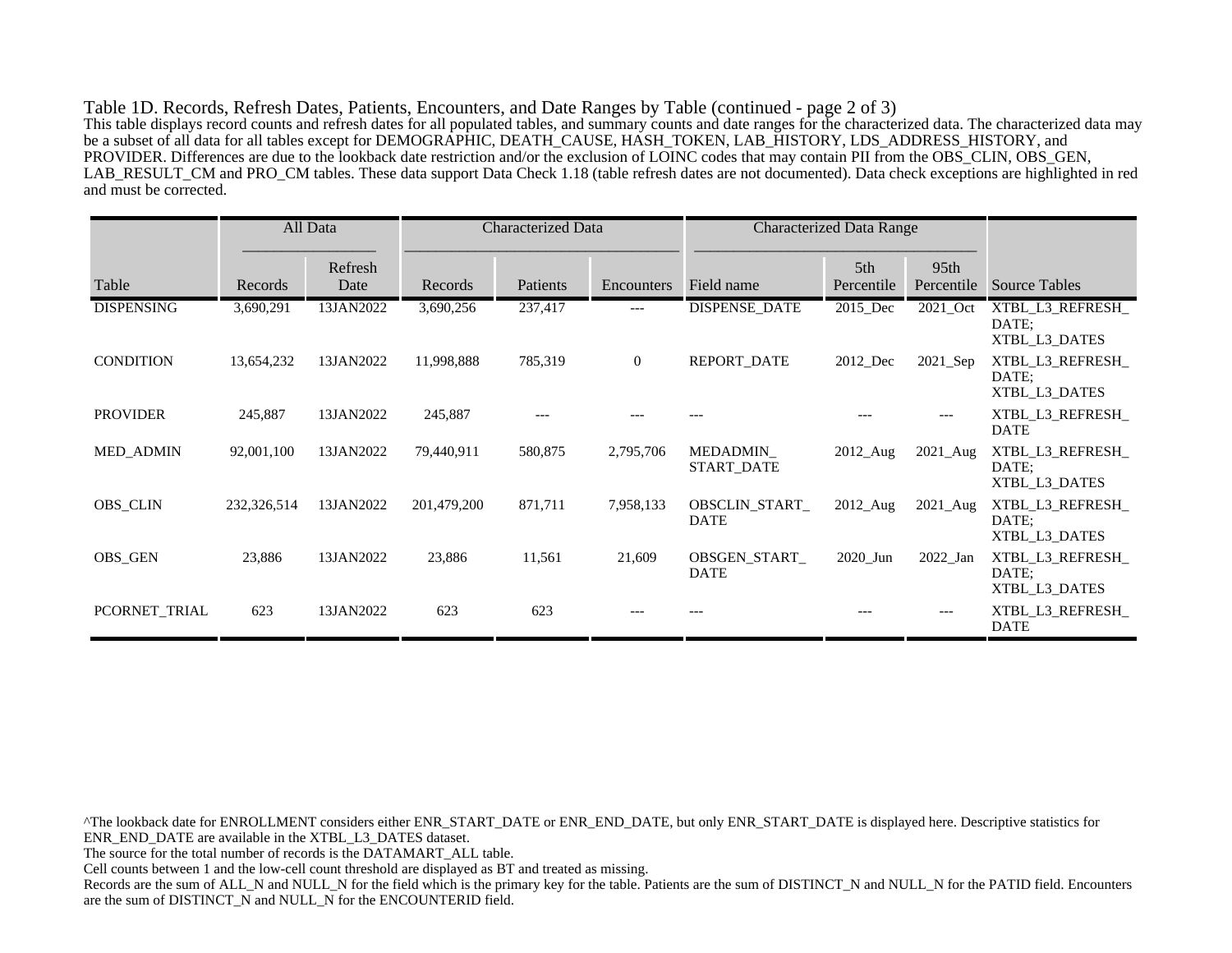Table 1D. Records, Refresh Dates, Patients, Encounters, and Date Ranges by Table (continued - page 2 of 3)

This table displays record counts and refresh dates for all populated tables, and summary counts and date ranges for the characterized data. The characterized data may be a subset of all data for all tables except for DEMOGRAPHIC, DEATH_CAUSE, HASH_TOKEN, LAB_HISTORY, LDS_ADDRESS_HISTORY, and PROVIDER. Differences are due to the lookback date restriction and/or the exclusion of LOINC codes that may contain PII from the OBS_CLIN, OBS_GEN, LAB_RESULT_CM and PRO_CM tables. These data support Data Check 1.18 (table refresh dates are not documented). Data check exceptions are highlighted in red and must be corrected.

| | All Data | | Characterized Data | | | Characterized Data Range | | | |
|---|---|---|---|---|---|---|---|---|---|
| Table | Records | Refresh Date | Records | Patients | Encounters | Field name | 5th Percentile | 95th Percentile | Source Tables |
| DISPENSING | 3,690,291 | 13JAN2022 | 3,690,256 | 237,417 | --- | DISPENSE_DATE | 2015_Dec | 2021_Oct | XTBL_L3_REFRESH_DATE; XTBL_L3_DATES |
| CONDITION | 13,654,232 | 13JAN2022 | 11,998,888 | 785,319 | 0 | REPORT_DATE | 2012_Dec | 2021_Sep | XTBL_L3_REFRESH_DATE; XTBL_L3_DATES |
| PROVIDER | 245,887 | 13JAN2022 | 245,887 | --- | --- | --- | --- | --- | XTBL_L3_REFRESH_DATE |
| MED_ADMIN | 92,001,100 | 13JAN2022 | 79,440,911 | 580,875 | 2,795,706 | MEDADMIN_START_DATE | 2012_Aug | 2021_Aug | XTBL_L3_REFRESH_DATE; XTBL_L3_DATES |
| OBS_CLIN | 232,326,514 | 13JAN2022 | 201,479,200 | 871,711 | 7,958,133 | OBSCLIN_START_DATE | 2012_Aug | 2021_Aug | XTBL_L3_REFRESH_DATE; XTBL_L3_DATES |
| OBS_GEN | 23,886 | 13JAN2022 | 23,886 | 11,561 | 21,609 | OBSGEN_START_DATE | 2020_Jun | 2022_Jan | XTBL_L3_REFRESH_DATE; XTBL_L3_DATES |
| PCORNET_TRIAL | 623 | 13JAN2022 | 623 | 623 | --- | --- | --- | --- | XTBL_L3_REFRESH_DATE |

^The lookback date for ENROLLMENT considers either ENR_START_DATE or ENR_END_DATE, but only ENR_START_DATE is displayed here. Descriptive statistics for ENR_END_DATE are available in the XTBL_L3_DATES dataset.

The source for the total number of records is the DATAMART_ALL table.

Cell counts between 1 and the low-cell count threshold are displayed as BT and treated as missing.

Records are the sum of ALL_N and NULL_N for the field which is the primary key for the table. Patients are the sum of DISTINCT_N and NULL_N for the PATID field. Encounters are the sum of DISTINCT_N and NULL_N for the ENCOUNTERID field.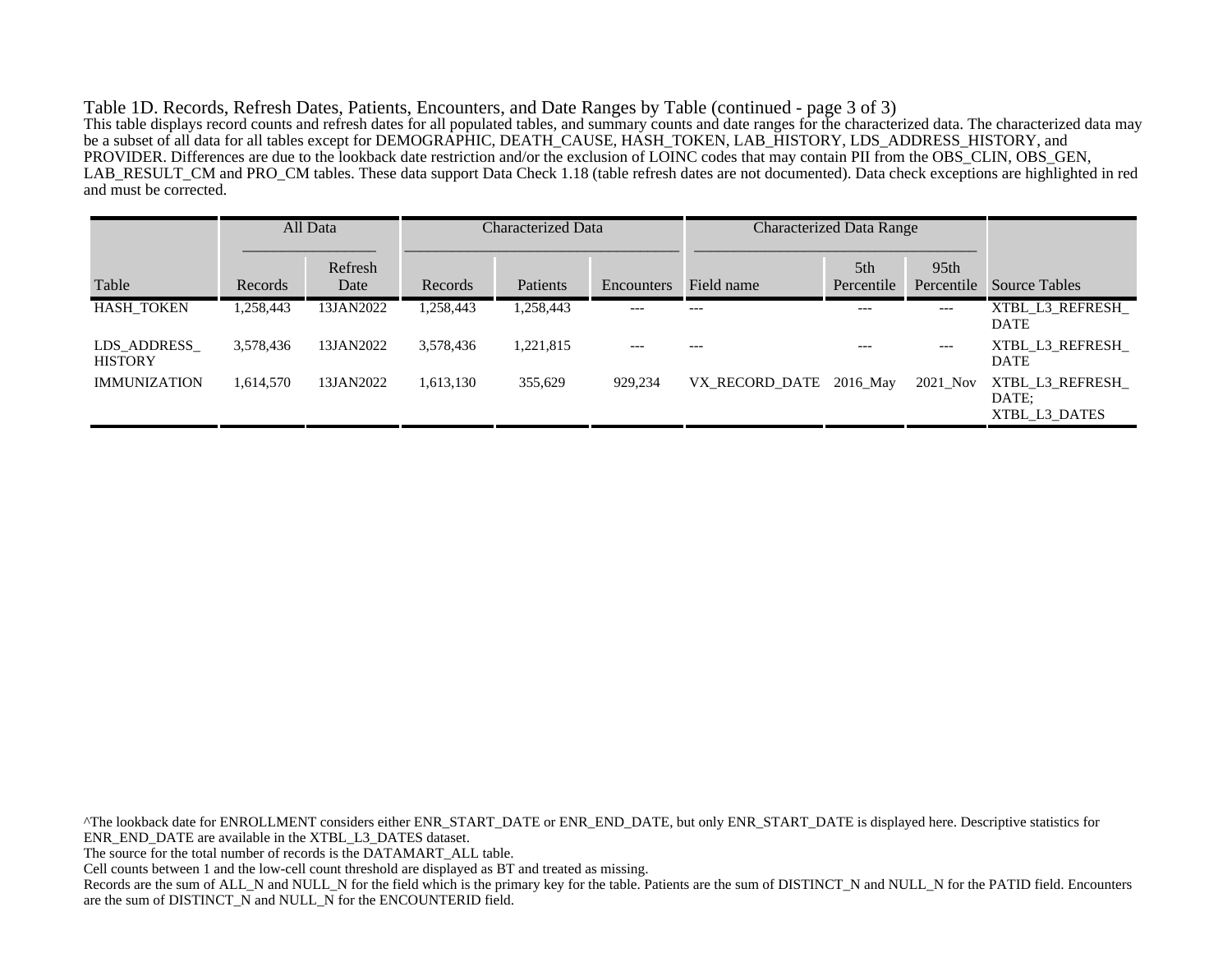Table 1D. Records, Refresh Dates, Patients, Encounters, and Date Ranges by Table (continued - page 3 of 3)

This table displays record counts and refresh dates for all populated tables, and summary counts and date ranges for the characterized data. The characterized data may be a subset of all data for all tables except for DEMOGRAPHIC, DEATH_CAUSE, HASH_TOKEN, LAB_HISTORY, LDS_ADDRESS_HISTORY, and PROVIDER. Differences are due to the lookback date restriction and/or the exclusion of LOINC codes that may contain PII from the OBS_CLIN, OBS_GEN, LAB_RESULT_CM and PRO_CM tables. These data support Data Check 1.18 (table refresh dates are not documented). Data check exceptions are highlighted in red and must be corrected.

| | All Data | | Characterized Data | | | Characterized Data Range | | | |
|---|---|---|---|---|---|---|---|---|---|
| Table | Records | Refresh Date | Records | Patients | Encounters | Field name | 5th Percentile | 95th Percentile | Source Tables |
| HASH_TOKEN | 1,258,443 | 13JAN2022 | 1,258,443 | 1,258,443 | --- | --- | --- | --- | XTBL_L3_REFRESH_DATE |
| LDS_ADDRESS_HISTORY | 3,578,436 | 13JAN2022 | 3,578,436 | 1,221,815 | --- | --- | --- | --- | XTBL_L3_REFRESH_DATE |
| IMMUNIZATION | 1,614,570 | 13JAN2022 | 1,613,130 | 355,629 | 929,234 | VX_RECORD_DATE | 2016_May | 2021_Nov | XTBL_L3_REFRESH_DATE; XTBL_L3_DATES |

^The lookback date for ENROLLMENT considers either ENR_START_DATE or ENR_END_DATE, but only ENR_START_DATE is displayed here. Descriptive statistics for ENR_END_DATE are available in the XTBL_L3_DATES dataset.

The source for the total number of records is the DATAMART_ALL table.

Cell counts between 1 and the low-cell count threshold are displayed as BT and treated as missing.

Records are the sum of ALL_N and NULL_N for the field which is the primary key for the table. Patients are the sum of DISTINCT_N and NULL_N for the PATID field. Encounters are the sum of DISTINCT_N and NULL_N for the ENCOUNTERID field.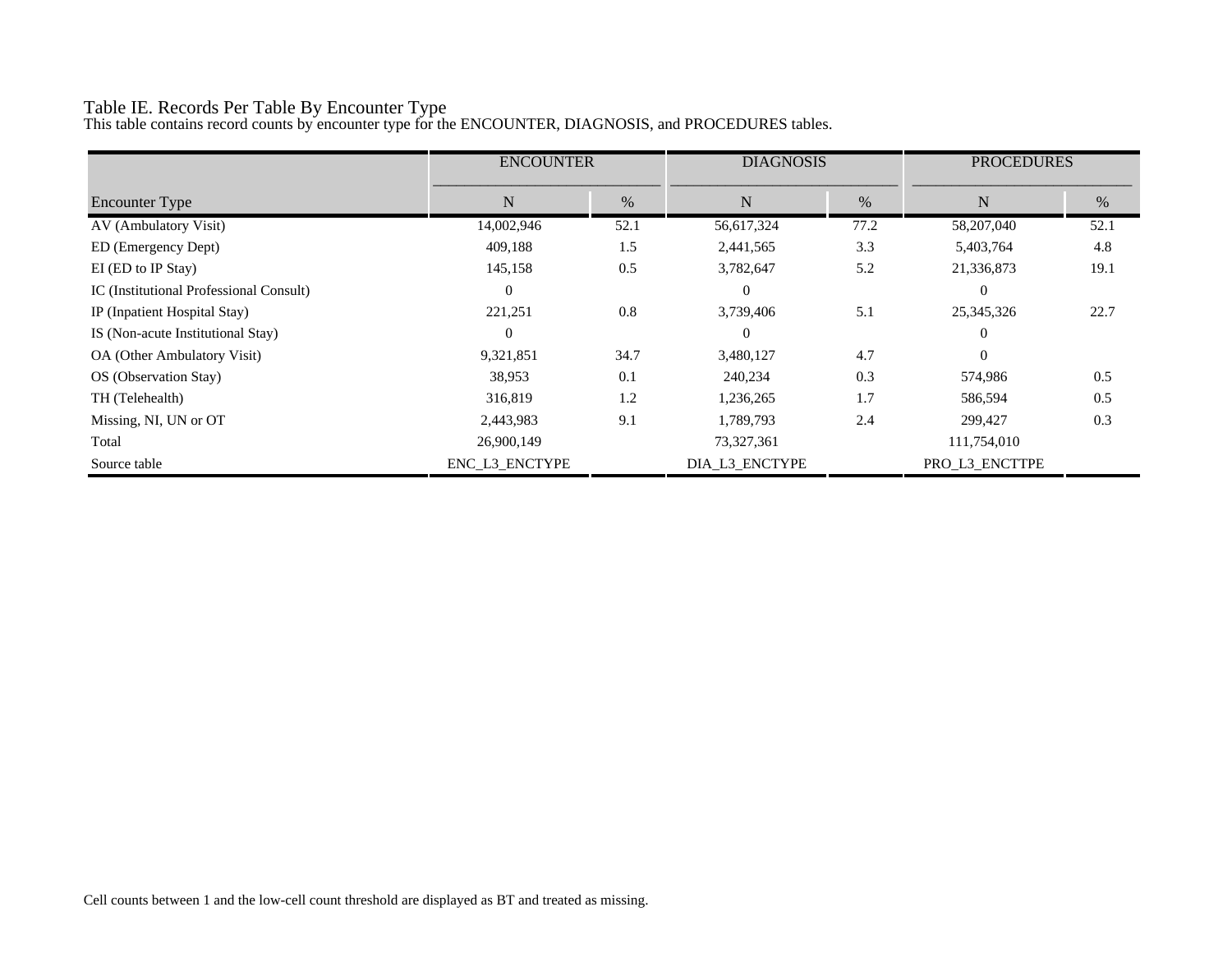# Table IE. Records Per Table By Encounter Type

This table contains record counts by encounter type for the ENCOUNTER, DIAGNOSIS, and PROCEDURES tables.

| | ENCOUNTER | | DIAGNOSIS | | PROCEDURES | |
|---|---|---|---|---|---|---|
| Encounter Type | N | % | N | % | N | % |
| AV (Ambulatory Visit) | 14,002,946 | 52.1 | 56,617,324 | 77.2 | 58,207,040 | 52.1 |
| ED (Emergency Dept) | 409,188 | 1.5 | 2,441,565 | 3.3 | 5,403,764 | 4.8 |
| EI (ED to IP Stay) | 145,158 | 0.5 | 3,782,647 | 5.2 | 21,336,873 | 19.1 |
| IC (Institutional Professional Consult) | 0 | | 0 | | 0 | |
| IP (Inpatient Hospital Stay) | 221,251 | 0.8 | 3,739,406 | 5.1 | 25,345,326 | 22.7 |
| IS (Non-acute Institutional Stay) | 0 | | 0 | | 0 | |
| OA (Other Ambulatory Visit) | 9,321,851 | 34.7 | 3,480,127 | 4.7 | 0 | |
| OS (Observation Stay) | 38,953 | 0.1 | 240,234 | 0.3 | 574,986 | 0.5 |
| TH (Telehealth) | 316,819 | 1.2 | 1,236,265 | 1.7 | 586,594 | 0.5 |
| Missing, NI, UN or OT | 2,443,983 | 9.1 | 1,789,793 | 2.4 | 299,427 | 0.3 |
| Total | 26,900,149 | | 73,327,361 | | 111,754,010 | |
| Source table | ENC_L3_ENCTYPE | | DIA_L3_ENCTYPE | | PRO_L3_ENCTTPE | |

Cell counts between 1 and the low-cell count threshold are displayed as BT and treated as missing.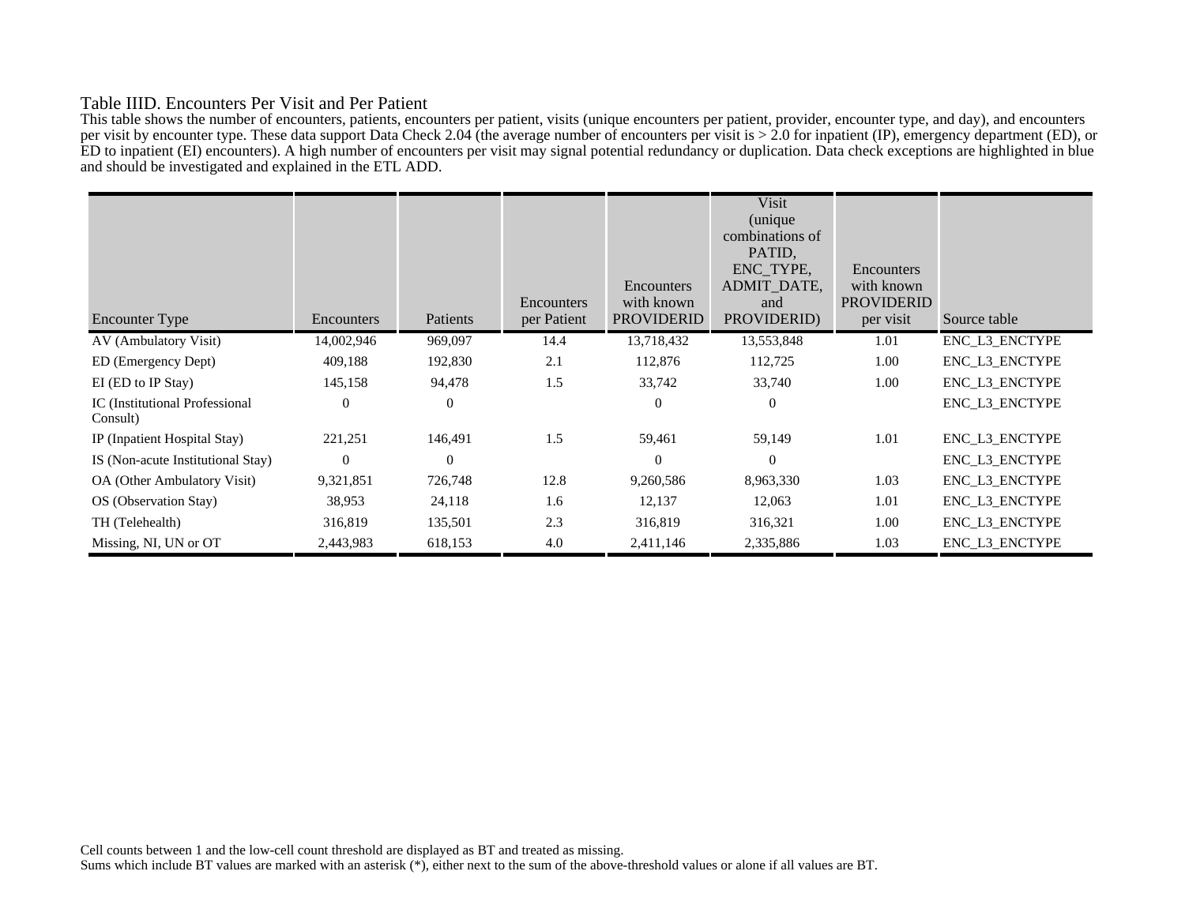Table IIID. Encounters Per Visit and Per Patient

This table shows the number of encounters, patients, encounters per patient, visits (unique encounters per patient, provider, encounter type, and day), and encounters per visit by encounter type. These data support Data Check 2.04 (the average number of encounters per visit is > 2.0 for inpatient (IP), emergency department (ED), or ED to inpatient (EI) encounters). A high number of encounters per visit may signal potential redundancy or duplication. Data check exceptions are highlighted in blue and should be investigated and explained in the ETL ADD.

| Encounter Type | Encounters | Patients | Encounters per Patient | Encounters with known PROVIDERID | Visit (unique combinations of PATID, ENC_TYPE, ADMIT_DATE, and PROVIDERID) | Encounters with known PROVIDERID per visit | Source table |
|---|---|---|---|---|---|---|---|
| AV (Ambulatory Visit) | 14,002,946 | 969,097 | 14.4 | 13,718,432 | 13,553,848 | 1.01 | ENC_L3_ENCTYPE |
| ED (Emergency Dept) | 409,188 | 192,830 | 2.1 | 112,876 | 112,725 | 1.00 | ENC_L3_ENCTYPE |
| EI (ED to IP Stay) | 145,158 | 94,478 | 1.5 | 33,742 | 33,740 | 1.00 | ENC_L3_ENCTYPE |
| IC (Institutional Professional Consult) | 0 | 0 | | 0 | 0 | | ENC_L3_ENCTYPE |
| IP (Inpatient Hospital Stay) | 221,251 | 146,491 | 1.5 | 59,461 | 59,149 | 1.01 | ENC_L3_ENCTYPE |
| IS (Non-acute Institutional Stay) | 0 | 0 | | 0 | 0 | | ENC_L3_ENCTYPE |
| OA (Other Ambulatory Visit) | 9,321,851 | 726,748 | 12.8 | 9,260,586 | 8,963,330 | 1.03 | ENC_L3_ENCTYPE |
| OS (Observation Stay) | 38,953 | 24,118 | 1.6 | 12,137 | 12,063 | 1.01 | ENC_L3_ENCTYPE |
| TH (Telehealth) | 316,819 | 135,501 | 2.3 | 316,819 | 316,321 | 1.00 | ENC_L3_ENCTYPE |
| Missing, NI, UN or OT | 2,443,983 | 618,153 | 4.0 | 2,411,146 | 2,335,886 | 1.03 | ENC_L3_ENCTYPE |

Cell counts between 1 and the low-cell count threshold are displayed as BT and treated as missing.
Sums which include BT values are marked with an asterisk (*), either next to the sum of the above-threshold values or alone if all values are BT.